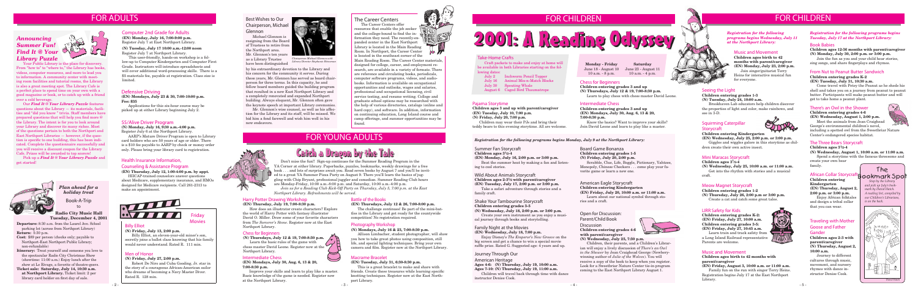# FOR ADULTS

## *Announcing Summer Fun! Find It @ Your Library Puzzle*

Your Public Library is the place for discovery. From "how to" to "where to," the Library has books, videos, computer resources, and more to lead you to information. A community center with meeting room facilities and tutorial rooms, the Library is also a great meeting spot. The Library Cafe is a perfect place to spend time on your own with a good magazine or book, or to catch up with a friend over a cold beverage.

Our *Find It @ Your Library Puzzle* features questions about the Library — its materials, facilities and "did you know" trivia. Staff members have prepared questions that will help you find more @ the Library. The intent is for you to look around your Library and discover its many riches. Most of the questions pertain to both the Northport and East Northport Libraries — however, if the question is specific to one building, this has been indicated. Complete the questionnaire successfully and you will receive a discount coupon for the Library Cafe. Prizes will be awarded to top scorers!

Pick up a *Find It @ Your Library Puzzle* and get started!

### *Plan ahead for a holiday treat*

Book-A-Trip to

**Radio City Music Hall**
**Tuesday, December 4, 2001**

**Departure:** 8:30 a.m. from the Laurel Ave. School parking lot (across from Northport Library)
**Return:** 5:30 p.m.
**Cost:** $89 per person (checks only; payable to Northport-East Northport Public Library; non-refundable)
**Itinerary:** Treat yourself and someone you love to the spectacular Radio City Christmas Show (showtime: 11:00 a.m.) Enjoy lunch after the show at Le Rivage, a favorite of theatre-goers.
**Ticket sale: Saturday, July 14, 10:30 a.m. at Northport Library.** Ticket limit: 2 per library card holder on first day of sale.

### Computer 2nd Grade for Adults

**(EN) Monday, July 16, 7:00-9:00 p.m.**
Register July 7 at East Northport Library.

**(N) Tuesday, July 17 10:00 a.m.-12:00 noon**
Register July 7 at Northport Library.

This user-friendly, hands-on workshop is a follow-up to Computer Kindergarten and Computer First Grade. Instructors will introduce spreadsheets and will cover additional word-processing skills. There is a $5 materials fee, payable at registration. Class size is limited.

### Defensive Driving

**(EN) Mondays, July 23 & 30, 7:00-10:00 p.m. Fee: $35**

Applications for this six-hour course may be picked up at either Library beginning July 2.

### 55/Alive Driver Program

**(N) Monday, July 16, 9:30 a.m.-4:00 p.m.**
Register July 6 at the Northport Library.

AARP's Mature Driver Program is open to Library card holders who are 50 years of age or older. There is a $10 fee payable to AARP by check or money order only. Please bring your library card to registration.

### Health Insurance Information, Counseling & Assistance Program

**(EN) Thursday, July 12, 1:00-4:00 p.m. by appt.**

HIICAP-trained counselors answer questions about Medicare, supplementary insurances, and HMOs designed for Medicare recipients. Call 261-2313 to make an appointment.

### Friday Movies

#### Billy Elliot

**(N) Friday, July 13, 2:00 p.m.**

Billy Elliot, an eleven-year-old miner's son, secretly joins a ballet class knowing that his family would never understand. Rated R. 111 min.

#### Men of Honor

**(N) Friday, July 27, 2:00 p.m.**

Robert De Niro and Cuba Gooding, Jr. star in the story of a courageous African-American sailor who dreams of becoming a Navy Master Diver. Rated R. 128 min.

### Best Wishes to Our Chairperson, Michael Glennon

*Chairperson Michael Glennon with Library Director Stephanie Heineman*

Michael Glennon is resigning from the Board of Trustees to retire from the Northport area. Mr. Glennon's ten years as a Library Trustee have been distinguished by his extraordinary devotion to the Library and his concern for the community it serves. During these years, Mr. Glennon has served as board chairperson for three terms. In this capacity, he and fellow board members guided the building program that resulted in a new Northport Library and a completely renovated and expanded Northport building. Always eloquent, Mr. Glennon often gave the keynote speech at important Library ceremonies.

Mr. Glennon's wise counsel, as well as his affection for the Library and its staff, will be missed. We bid him a fond farewell and wish him well in his new endeavors.

### The Career Centers

The Career Centers offer resources that enable the job seeker and the college-bound to find the information they need. The recently-expanded center in the East Northport Library is located in the Main Reading Room. In Northport, the Career Center is located in the southeast corner of the Main Reading Room. The Career Center materials, designed for college, career, and employment research, are available in a variety of formats. There are reference and circulating books, periodicals, computer software programs, videos, and audiobooks. Information is available on occupational opportunities and outlooks, wages and salaries, professional and occupational licensing, civil service testing, and resume writing. College and graduate school options may be researched with the help of various directories, catalogs (online and hard copy), and software. In addition, information on continuing education, Long Island course and camp offerings, and summer opportunities may be found.

# FOR YOUNG ADULTS

## Catch a Dragon by the Tale

Don't miss the fun! Sign-up continues for the Summer Reading Program in the YA Corner at either library. Paperbacks, puzzles, bookmarks, weekly drawings for a free book . . . and lots of surprises await you. Read seven books by August 7 and you'll be invited to a great YA Summer Pizza Party on August 9. There you'll learn the basics of juggling with Chip Bryant, professional juggler and comedian. Summer Reading Club hours are Monday-Friday, 10:00 a.m.-8:30 p.m. and Saturday, 10:00 a.m.-4:00 p.m.

*Join us for a Reading Club Kick-Off Party on Thursday, July 5, 7:00 p.m. at the East Northport Library. Refreshments will be served.*

### Harry Potter Drawing Workshop

**(EN) Thursday, July 19, 7:00-8:30 p.m.**

How does an illustrator create characters? Explore the world of Harry Potter with fantasy illustrator David O. Miller. Draw some of your favorite characters from *The Sorcerer's Stone*. Register now at the East Northport Library.

### Chess for Beginners

**(N) Thursdays, July 12 & 19, 7:00-8:30 p.m.**

Learn the basic rules of the game with chess master David Leone. Register now at the Northport Library.

### Intermediate Chess

**(EN) Mondays, July 30, Aug. 6, 13 & 20, 7:00-8:30 p.m.**

Improve your skills and learn to play like a master. Basic knowledge of the game is needed. Register now at the Northport Library.

### Battle of the Books

**(EN) Thursdays, July 12 & 26, 7:00-8:00 p.m.**

The challenge continues! Be part of the mini-battles in the Library and get ready for the countywide competition! No registration required.

### Photography Workshop

**(N) Mondays, July 16 & 23, 7:00-8:30 p.m.**

Allison Limbacher, student photographer, will show you how to take great photos using composition, still life, and special lighting techniques. Bring your own camera and film. Register now at the Northport Library.

### Macrame Bracelet

**(EN) Tuesday, July 31, 6:30-8:30 p.m.**

This is a great bracelet to make and share with friends. Create these treasures while learning specific knotting techniques. Register now at the East Northport Library.

# FOR CHILDREN

## 2001: A Reading Odyssey

| Monday - Friday | Saturday |
|---|---|
| June 18 - August 10 | June 23 - August 11 |
| 10 a.m. - 8 p.m. | 10 a.m. - 4 p.m. |

### Take-Home Crafts

Craft packets to make and enjoy at home will be available in both Libraries starting on the following dates:

| | |
|---|---|
| July 2 | Inchworm Pencil Topper |
| July 16 | Animal Mix-n-Match Blocks |
| July 30 | Spouting Whale |
| August 6 | Caged Bird Thaumatrope |

### Pajama Storytime

**Children ages 3 and up with parent/caregiver**
**(EN) Tuesday, July 10, 7:00 p.m.**
**(N) Friday, July 20, 7:00 p.m.**

Children may wear their PJs and bring their teddy bears to this evening storytime. All are welcome.

### Chess for Beginners

**Children entering grades 3 and up**
**(N) Thursdays, July 12 & 19, 7:00-8:30 p.m.**

Learn to play chess with chess master David Leone.

### Intermediate Chess

**Children entering grades 3 and up**
**(EN) Mondays, July 30, Aug. 6, 13 & 20, 7:00-8:30 p.m.**

Know the basics? Want to improve your skills? Join David Leone and learn to play like a master.

*Registration for the following programs begins Monday, July 9 at the Northport Library:*

### Summer Fan Storycraft

**Children ages 3½-4**
**(EN) Monday, July 16, 2:00 p.m. or 3:00 p.m.**

Beat the summer heat by making a fan and listening to cool stories.

### Wild About Animals Storycraft

**Children ages 2-3½ with parent/caregiver**
**(EN) Tuesday, July 17, 2:00 p.m. or 3:00 p.m.**

Take a safari adventure through stories and a family craft.

### Shake Your Tambourine Storycraft

**Children entering grades 3-5**
**(N) Wednesday, July 18, 2:00 p.m. or 3:00 p.m.**

Create your own instrument as you enjoy a musical journey through books and storytelling.

### Family Night at the Movies

**(EN) Wednesday, July 18, 7:00 p.m.**

Enjoy Disney's *The Emperor's New Groove* on the big screen and get a chance to win a special movie raffle prize. Rated G. Suggested age: 4 years and up.

### Journey Through Our American Heritage

**Ages 4-6: (N) Thursday, July 19, 10:00 a.m.**
**Ages 7-10: (N) Thursday, July 19, 11:00 a.m.**

Children will travel back through time with dance instructor Denise Cook.

### Board Game Bonanza

**Children entering grades 1-5**
**(N) Friday, July 20, 2:00 p.m.**

Scrabble, Clue, Life, Boggle, Pictionary, Yahtzee, Monopoly, Chinese Checkers . . . come play your favorite game or learn a new one.

### American Eagle Storycraft

**Children entering Kindergarten**
**(EN) Friday, July 20, 10:00 a.m. or 11:00 a.m.**

Learn about our national symbol through stories and a craft.

### Open for Discussion: Parent/Child Book Discussion

**Children entering grades 4-6 with parent/caregiver**
**(N) Wednesday, July 25, 7:30 p.m.**

Children, their parents, and a Children's Librarian will enjoy a lively discussion of *There's an Owl in the Shower* by Jean Craighead George (Newbery-winning author of *Julie of the Wolves*). You will receive a copy of the book to keep when you register. Look for a Sweetbriar Nature Center tie-in program coming to the East Northport Library August 1.

*Registration for the following programs begins Wednesday, July 11 at the Northport Library:*

### Music and Movement

**Children ages birth to 42 months with parent/caregiver**
**(EN) Monday, July 23, 2:00 p.m.**

Join singer/guitarist Terry Heine for interactive musical fun for everyone.

### Seeing the Light

**Children entering grades 1-3**
**(N) Tuesday, July 24, 10:00 a.m.**

Brookhaven Lab educators help children discover the properties of light and color, make rainbows, and see in 3-D.

### Squirming Caterpillar Storycraft

**Children entering Kindergarten**
**(EN) Wednesday, July 25, 2:00 p.m. or 3:00 p.m.**

Giggles and wiggles galore in this storytime as children create their own active insect.

### Mini Maracas Storycraft

**Children ages 3½-4**
**(N) Wednesday, July 25, 10:00 a.m. or 11:00 a.m.**

Get into the rhythm with stories and a musical craft.

### Meow Magnet Storycraft

**Children entering grades 1-2**
**(N) Thursday, July 26, 2:00 p.m. or 3:00 p.m.**

Create a cat and catch some great tales.

### LIRR Safety for Kids

**Children entering grades K-2:**
**(EN) Friday, July 27, 10:00 a.m.**
**Children entering grades 3-5:**
**(EN) Friday, July 27, 10:45 a.m.**

Learn train and track safety from a Long Island Railroad representative. Parents are welcome.

### Music and Movement

**Children ages birth to 42 months with parent/caregiver**
**(EN) Friday, August 3, 10:00 a.m. or 11:00 a.m.**

Family fun on the run with singer Terry Heine. Registration begins July 17 at the East Northport Library.

*Registration for the following programs begins Tuesday, July 17 at the Northport Library:*

### Book Babies

**Children ages 12-36 months with parent/caregiver**
**(N) Monday, July 30, 2:00 p.m. or 3:00 p.m.**

Join the fun as you and your child hear stories, sing songs, and share fingerplays and rhymes.

### From Nut to Peanut Butter Sandwich

**Children entering grades K-2**
**(EN) Tuesday, July 31, 10:30 a.m.**

Come travel with Petey the Peanut as he sheds his shell and takes you on a journey from peanut to peanut butter. Participants will make peanut butter and will get to take home a peanut plant.

### There's an Owl in the Shower

**Children entering grades 4-6**
**(EN) Wednesday, August 1, 2:00 p.m.**

Meet the animals from Jean Craighead George's environmental children's novel, including a spotted owl from the Sweetbriar Nature Center's endangered species habitat.

### The Three Bears Storycraft

**Children ages 3½-4**
**(N) Wednesday, August 1, 10:00 a.m. or 11:00 a.m.**

Spend a storytime with the famous threesome and create your own bear family.

### African Collar Storycraft

**Children entering Kindergarten**
**(EN) Thursday, August 2, 2:00 p.m. or 3:00 p.m.**

Enjoy African folktales and design a tribal collar that you can wear.

### The Bookmark Spot

*Stop by the Library and pick up Jake's bookmark by David Hatch. A reading list, compiled by our Children's Librarians, is on the back.*

### Traveling with Mother Goose and Father Gander

**Children ages 2-3 with parent/caregiver**
**(N) Thursday, August 2, 10:00 a.m.**

Journey to different cultures through music, movement, and nursery rhymes with dance instructor Denise Cook.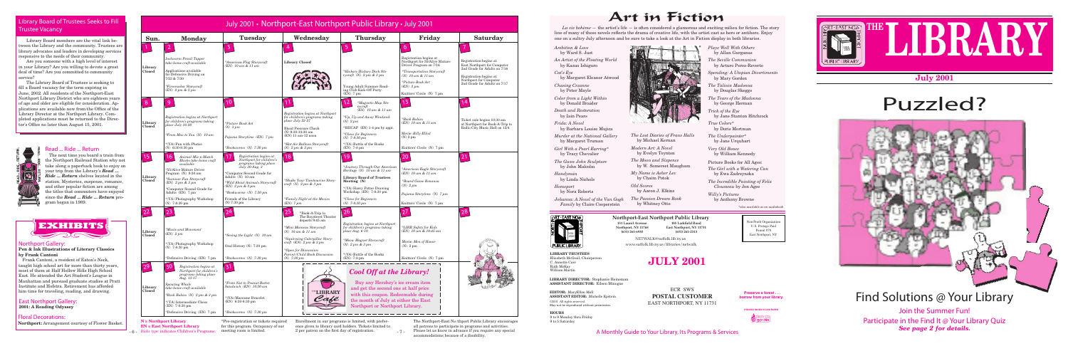## Library Board of Trustees Seeks to Fill Trustee Vacancy

Library Board members are the vital link between the Library and the community. Trustees are library advocates and leaders in developing services responsive to the needs of their community.

Are you someone with a high level of interest in your Library? Are you willing to devote a great deal of time? Are you committed to community service?

The Library Board of Trustees is seeking to fill a Board vacancy for the term expiring in June, 2002. All residents of the Northport-East Northport Library District who are eighteen years of age and older are eligible for consideration. Applications are available now from the Office of the Library Director at the Northport Library. Completed applications must be returned to the Director's Office no later than August 15, 2001.

## Read ... Ride ... Return

The next time you head to a train from the Northport Railroad Station why not take along a paperback book to enjoy on your trip from the Library's *Read ... Ride ... Return* shelves located in the station. Mysteries, suspense, romance, and other popular fiction are among the titles that commuters have enjoyed since the *Read ... Ride ... Return* program began in 1989.

## EXHIBITS

### Northport Gallery:
**Pen & Ink Illustrations of Literary Classics by Frank Cantoni**

Frank Cantoni, a resident of Eaton's Neck, taught high school art for more than thirty years, most of them at Half Hollow Hills High School East. He attended the Art Student's League in Manhattan and pursued graduate studies at Pratt Institute and Hofstra. Retirement has afforded him time for traveling, reading, and drawing.

### East Northport Gallery:
**2001: A Reading Odyssey**

### Floral Decorations:
**Northport:** Arrangement courtesy of Flower Basket.

## July 2001 • Northport-East Northport Public Library • July 2001

| Sun. | Monday | Tuesday | Wednesday | Thursday | Friday | Saturday |
|---|---|---|---|---|---|---|
| 1 Library Closed | 2 *Inchworm Pencil Topper take-home craft available*; Applications available for Defensive Driving on 7/23 & 7/30; *Firecracker Storycraft (EN) 2 pm & 3 pm* | 3 *American Flag Storycraft (EN) 10 am & 11 am* | 4 Library Closed | 5 *Hickory Dickory Dock Storycraft (N) 2 pm & 3 pm*; Young Adult Summer Reading Club Kick-Off Party (EN) 7 pm | 6 Registration begins at Northport for 55/Alive Mature Driver Program on 7/16; *Transportation Storycraft (N) 10 am & 11 am*; *Picture Book Art (EN) 3 pm*; Knitters' Circle (N) 7 pm | 7 Registration begins at East Northport for Computer 2nd Grade for Adults on 7/16; Registration begins at Northport for Computer 2nd Grade for Adults on 7/17 |
| 8 Library Closed | 9 *Registration begins at Northport for children's programs taking place July 16-20*; *From Moo to You (N) 10 am*; YA) Fun with Photos (N) 6:30-8:30 pm | 10 *Picture Book Art (N) 3 pm*; *Pajama Storytime (EN) 7 pm*; *Bookworms (N) 7:30 pm* | 11 *Registration begins at Northport for children's programs taking place July 23-27*; Blood Pressure Check (N) 9:30-10:30 am (EN) 11 am-12 noon; *Hot Air Balloon Storycraft (N) 2 pm & 3 pm* | 12 *Magnetic Map Storycraft (EN) 10 am & 11 am*; *Up, Up and Away Weekends (N) 2 pm*; HIICAP (EN) 1-4 pm by appt.; *Chess for Beginners (N) 7-8:30 pm*; YA) Battle of the Books (EN) 7-8 pm | 13 *Book Babies (EN) 10 am & 11 am*; Movie: *Billy Elliot* (N) 2 pm; Knitters' Circle (N) 7 pm | 14 Ticket sale begins 10:30 am at Northport for Book-A-Trip to Radio City Music Hall on 12/4 |
| 15 Library Closed | 16 *Animal Mix-n-Match Blocks take-home craft available*; 55/Alive Mature Driver Program (N) 9:30 am; *Summer Fun Storycraft (EN) 2 pm & 3 pm*; *Computer Second Grade for Adults (EN) 7 pm*; YA) Photography Workshop (N) 7-8:30 pm | 17 *Registration begins at Northport for children's programs taking place July 30-Aug 3*; *Computer Second Grade for Adults (N) 10 am*; *Wild About Animals Storycraft (EN) 2 pm & 3 pm*; *Bookworms (N) 7:30 pm*; Friends of the Library (N) 7:30 pm | 18 *Shake Your Tambourine Storycraft (N) 2 pm & 3 pm*; *Family Night at the Movies (EN) 7 pm* | 19 *Journey Through Our American Heritage (N) 10 am & 11 am*; **Library Board of Trustees Meeting (N)**; YA) Slurry Potter Drawing Workshop (EN) 7-8:30 pm; *Chess for Beginners (N) 7-8:30 pm* | 20 *American Eagle Storycraft (EN) 10 am & 11 am*; *Board Game Bonanza (N) 3 pm*; *Pajama Storytime (N) 7 pm*; Knitters' Circle (N) 7 pm | 21 |
| 22 Library Closed | 23 *Music and Movement (EN) 2 pm*; YA) Photography Workshop (N) 7-8:30 pm; *Defensive Driving (EN) 7 pm | 24 *Seeing the Light (N) 10 am*; Oral History (N) 7:30 pm; *Bookworms (N) 7:30 pm* | 25 *Book-A-Trip to The Roycroft Theater departs 9:45 am; *Mini Mansion Storycraft (N) 10 am & 11 am*; *Squirming Caterpillar Storycraft (EN) 2 pm & 3 pm*; *Open for Discussion: Parent/Child Book Discussion (N) 7:30 pm* | 26 *Registration begins at Northport for children's programs taking place Aug. 6-10*; *Mouse Magnet Storycraft (N) 2 pm & 3 pm*; YA) Battle of the Books (EN) 7-8 pm | 27 *LIRR Safety for Kids (EN) 10 am & 10:45 am*; Movie: *Men of Honor* (N) 2 pm; Knitters' Circle (N) 7 pm | 28 |
| 29 Library Closed | 30 *Registration begins at Northport for children's programs taking place Aug. 13-17*; *Spouting Whale take-home craft available*; *Book Babies (N) 2 pm & 3 pm*; YA) Intermediate Chess (EN) 7-8:30 pm; *Defensive Driving (EN) 7 pm | 31 *From Nut to Peanut Butter Sandwich (EN) 10:30 am*; YA) Macrame Bracelet (EN) 6:30-8:30 pm; *Bookworms (N) 7:30 pm* | | | | |

### Cool Off at the Library!

Buy any Hershey's ice cream item and get the second one at half price with this coupon. Redeemable during the month of July at either the East Northport or Northport Library Café.

**N** = Northport Library
**EN** = East Northport Library
*Italic type* indicates Children's Programs.

*Pre-registration or tickets required for this program. Occupancy of our meeting room is limited.

Enrollment in our programs is limited, with preference given to library card holders. Tickets limited to 2 per patron on the first day of registration.

The Northport-East Northport Public Library encourages all patrons to participate in programs and activities. Please let us know in advance if you require any special accommodations because of a disability.

# Art in Fiction

*La vie bohème* — the artist's life — is often considered a glamorous and exciting milieu for fiction. The story line of many of these novels reflects the drama of creative life, with the artist cast as hero or antihero. Enjoy one on a sultry July afternoon and be sure to take a look at the Art in Fiction display in both libraries.

- *Ambition & Love* by Ward S. Just
- *An Artist of the Floating World* by Kazuo Ishiguro
- *Cat's Eye* by Margaret Eleanor Atwood
- *Chasing Cezanne* by Peter Mayle
- *Color from a Light Within* by Donald Braider
- *Death and Restoration* by Iain Pears
- *Frida: A Novel* by Barbara Louise Mujica
- *Murder at the National Gallery* by Margaret Truman
- *Girl With a Pearl Earring** by Tracy Chevalier
- *The Gwen John Sculpture* by John Malcolm
- *Handyman* by Linda Nichols
- *Homeport* by Nora Roberts
- *Johanna: A Novel of the Van Gogh Family* by Claire Cooperstein
- *The Lost Diaries of Frans Hals* by Michael Kernan
- *Modern Art: A Novel* by Evelyn Toynton
- *The Moon and Sixpence* by W. Somerset Maugham
- *My Name is Asher Lev* by Chaim Potok
- *Old Scores* by Aaron J. Elkins
- *The Passion Dream Book* by Whitney Otto
- *Play Well With Others* by Allan Gurganus
- *The Seville Communion* by Arturo Perez-Reverte
- *Spending: A Utopian Divertimento* by Mary Gordon
- *The Titian Madonna* by Douglas Skeggs
- *The Tears of the Madonna* by George Herman
- *Trick of the Eye* by Jane Stanton Hitchcock
- *True Colors** by Doris Mortman
- *The Underpainter** by Jane Urquhart
- *Very Old Bones* by William Kennedy

Picture Books for All Ages:

- *The Girl with a Watering Can* by Ewa Zadrzynska
- *The Incredible Painting of Felix Clousseau* by Jon Agee
- *Willy's Pictures* by Anthony Browne

*also available as an audiobook

**Northport-East Northport Public Library**

151 Laurel Avenue, Northport, NY 11768, (631) 261-6930
185 Larkfield Road, East Northport, NY 11731, (631) 261-2313

NETWALK@suffolk.lib.ny.us
www.suffolk.lib.ny.us/libraries/netwalk

**LIBRARY TRUSTEES**
Elizabeth McDonnell, Chairperson
C. Annette Carr
Ruth McKay
William Martin

# JULY 2001

**LIBRARY DIRECTOR:** Stephanie Heineman
**ASSISTANT DIRECTOR:** Eileen Minogue

**EDITOR:** MaryEllen Mall
**ASSISTANT EDITOR:** Michelle Epstein
©2001. All rights reserved.
May not be reproduced without permission.

**HOURS**
9 to 9 Monday thru Friday
9 to 5 Saturday

Non-Profit Organization
U.S. Postage Paid
Permit #79
East Northport, NY

ECR SWS
**POSTAL CUSTOMER**
EAST NORTHPORT, NY 11731

**Preserve a forest . . . borrow from your library.**

PRINTED ON RECYCLED PAPER

# THE LIBRARY

**July 2001**

# Puzzled?

# Find Solutions @ Your Library

Join the Summer Fun!
Participate in the Find it @ Your Library Quiz
***See page 2 for details.***

A Monthly Guide to Your Library, Its Programs & Services